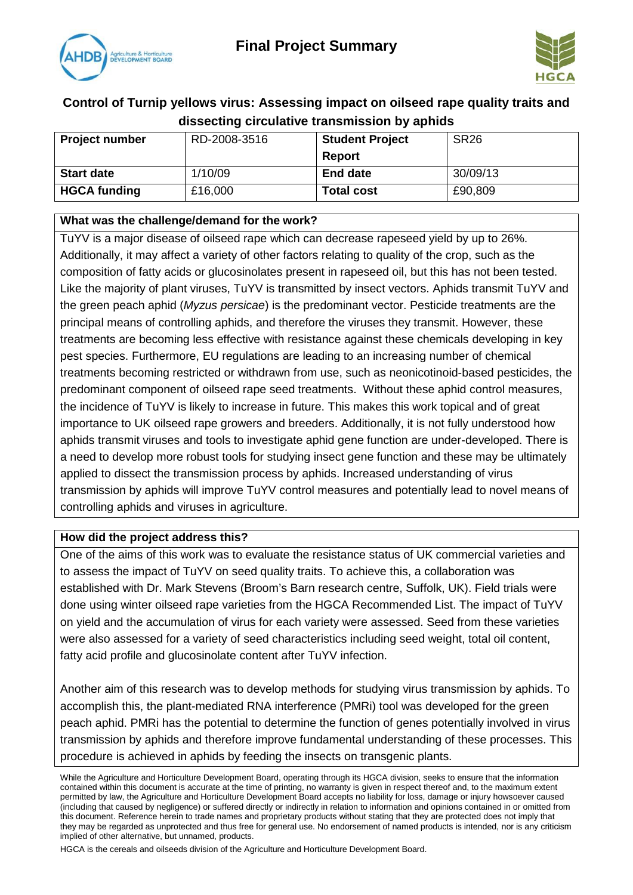# Final Project Summary

## Control of Turnip yellows virus: Assessing impact on oilseed rape quality traits and dissecting circulative transmission by aphids

| **Project number** | RD-2008-3516 | **Student Project Report** | SR26 |
|---|---|---|---|
| **Start date** | 1/10/09 | **End date** | 30/09/13 |
| **HGCA funding** | £16,000 | **Total cost** | £90,809 |

### What was the challenge/demand for the work?

TuYV is a major disease of oilseed rape which can decrease rapeseed yield by up to 26%. Additionally, it may affect a variety of other factors relating to quality of the crop, such as the composition of fatty acids or glucosinolates present in rapeseed oil, but this has not been tested. Like the majority of plant viruses, TuYV is transmitted by insect vectors. Aphids transmit TuYV and the green peach aphid (*Myzus persicae*) is the predominant vector. Pesticide treatments are the principal means of controlling aphids, and therefore the viruses they transmit. However, these treatments are becoming less effective with resistance against these chemicals developing in key pest species. Furthermore, EU regulations are leading to an increasing number of chemical treatments becoming restricted or withdrawn from use, such as neonicotinoid-based pesticides, the predominant component of oilseed rape seed treatments. Without these aphid control measures, the incidence of TuYV is likely to increase in future. This makes this work topical and of great importance to UK oilseed rape growers and breeders. Additionally, it is not fully understood how aphids transmit viruses and tools to investigate aphid gene function are under-developed. There is a need to develop more robust tools for studying insect gene function and these may be ultimately applied to dissect the transmission process by aphids. Increased understanding of virus transmission by aphids will improve TuYV control measures and potentially lead to novel means of controlling aphids and viruses in agriculture.

### How did the project address this?

One of the aims of this work was to evaluate the resistance status of UK commercial varieties and to assess the impact of TuYV on seed quality traits. To achieve this, a collaboration was established with Dr. Mark Stevens (Broom's Barn research centre, Suffolk, UK). Field trials were done using winter oilseed rape varieties from the HGCA Recommended List. The impact of TuYV on yield and the accumulation of virus for each variety were assessed. Seed from these varieties were also assessed for a variety of seed characteristics including seed weight, total oil content, fatty acid profile and glucosinolate content after TuYV infection.

Another aim of this research was to develop methods for studying virus transmission by aphids. To accomplish this, the plant-mediated RNA interference (PMRi) tool was developed for the green peach aphid. PMRi has the potential to determine the function of genes potentially involved in virus transmission by aphids and therefore improve fundamental understanding of these processes. This procedure is achieved in aphids by feeding the insects on transgenic plants.

While the Agriculture and Horticulture Development Board, operating through its HGCA division, seeks to ensure that the information contained within this document is accurate at the time of printing, no warranty is given in respect thereof and, to the maximum extent permitted by law, the Agriculture and Horticulture Development Board accepts no liability for loss, damage or injury howsoever caused (including that caused by negligence) or suffered directly or indirectly in relation to information and opinions contained in or omitted from this document. Reference herein to trade names and proprietary products without stating that they are protected does not imply that they may be regarded as unprotected and thus free for general use. No endorsement of named products is intended, nor is any criticism implied of other alternative, but unnamed, products.

HGCA is the cereals and oilseeds division of the Agriculture and Horticulture Development Board.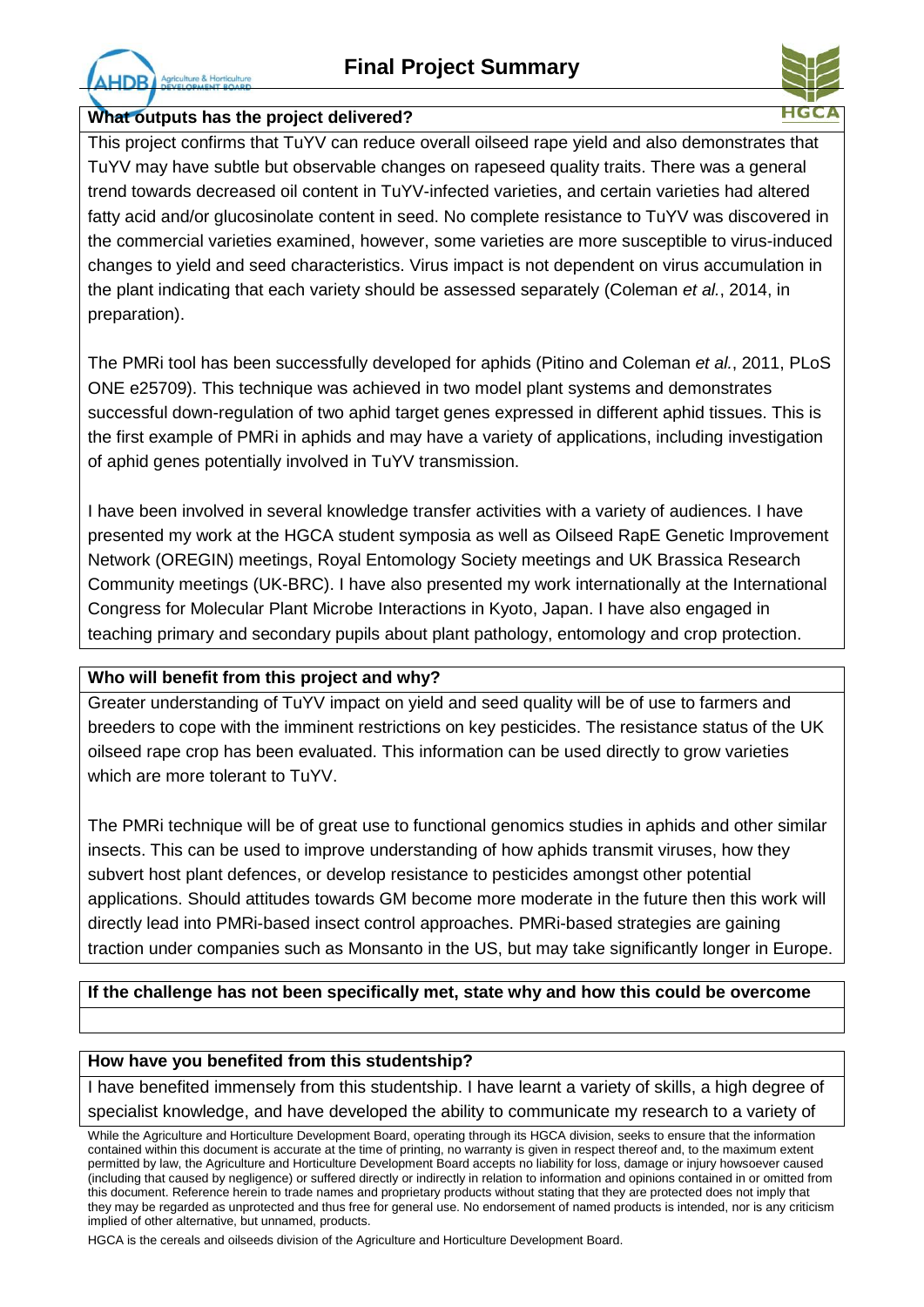**What outputs has the project delivered?**

This project confirms that TuYV can reduce overall oilseed rape yield and also demonstrates that TuYV may have subtle but observable changes on rapeseed quality traits. There was a general trend towards decreased oil content in TuYV-infected varieties, and certain varieties had altered fatty acid and/or glucosinolate content in seed. No complete resistance to TuYV was discovered in the commercial varieties examined, however, some varieties are more susceptible to virus-induced changes to yield and seed characteristics. Virus impact is not dependent on virus accumulation in the plant indicating that each variety should be assessed separately (Coleman *et al.*, 2014, in preparation).

The PMRi tool has been successfully developed for aphids (Pitino and Coleman *et al.*, 2011, PLoS ONE e25709). This technique was achieved in two model plant systems and demonstrates successful down-regulation of two aphid target genes expressed in different aphid tissues. This is the first example of PMRi in aphids and may have a variety of applications, including investigation of aphid genes potentially involved in TuYV transmission.

I have been involved in several knowledge transfer activities with a variety of audiences. I have presented my work at the HGCA student symposia as well as Oilseed RapE Genetic Improvement Network (OREGIN) meetings, Royal Entomology Society meetings and UK Brassica Research Community meetings (UK-BRC). I have also presented my work internationally at the International Congress for Molecular Plant Microbe Interactions in Kyoto, Japan. I have also engaged in teaching primary and secondary pupils about plant pathology, entomology and crop protection.

**Who will benefit from this project and why?**

Greater understanding of TuYV impact on yield and seed quality will be of use to farmers and breeders to cope with the imminent restrictions on key pesticides. The resistance status of the UK oilseed rape crop has been evaluated. This information can be used directly to grow varieties which are more tolerant to TuYV.

The PMRi technique will be of great use to functional genomics studies in aphids and other similar insects. This can be used to improve understanding of how aphids transmit viruses, how they subvert host plant defences, or develop resistance to pesticides amongst other potential applications. Should attitudes towards GM become more moderate in the future then this work will directly lead into PMRi-based insect control approaches. PMRi-based strategies are gaining traction under companies such as Monsanto in the US, but may take significantly longer in Europe.

**If the challenge has not been specifically met, state why and how this could be overcome**

**How have you benefited from this studentship?**

I have benefited immensely from this studentship. I have learnt a variety of skills, a high degree of specialist knowledge, and have developed the ability to communicate my research to a variety of

While the Agriculture and Horticulture Development Board, operating through its HGCA division, seeks to ensure that the information contained within this document is accurate at the time of printing, no warranty is given in respect thereof and, to the maximum extent permitted by law, the Agriculture and Horticulture Development Board accepts no liability for loss, damage or injury howsoever caused (including that caused by negligence) or suffered directly or indirectly in relation to information and opinions contained in or omitted from this document. Reference herein to trade names and proprietary products without stating that they are protected does not imply that they may be regarded as unprotected and thus free for general use. No endorsement of named products is intended, nor is any criticism implied of other alternative, but unnamed, products.

HGCA is the cereals and oilseeds division of the Agriculture and Horticulture Development Board.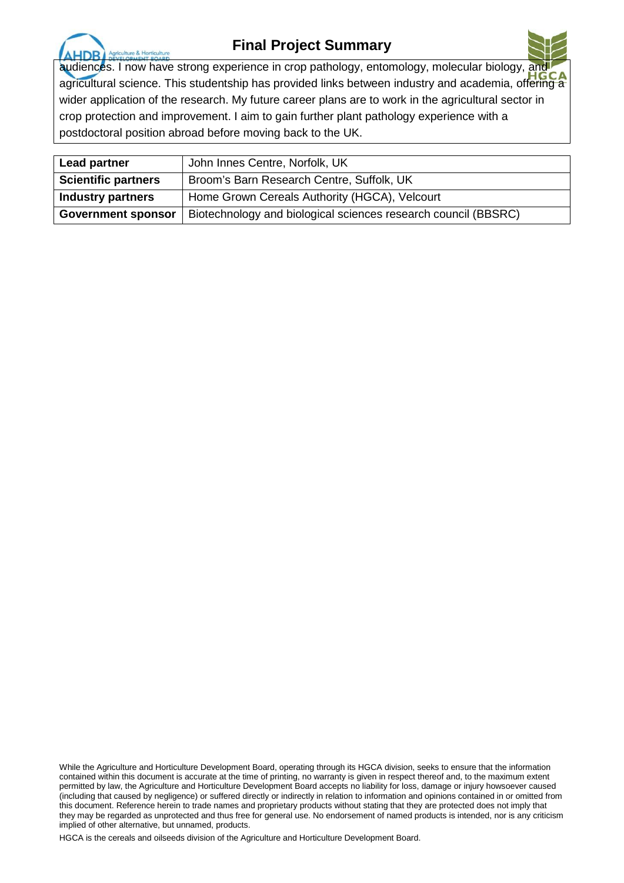audiences. I now have strong experience in crop pathology, entomology, molecular biology, and agricultural science. This studentship has provided links between industry and academia, offering a wider application of the research. My future career plans are to work in the agricultural sector in crop protection and improvement. I aim to gain further plant pathology experience with a postdoctoral position abroad before moving back to the UK.

| | |
|---|---|
| **Lead partner** | John Innes Centre, Norfolk, UK |
| **Scientific partners** | Broom's Barn Research Centre, Suffolk, UK |
| **Industry partners** | Home Grown Cereals Authority (HGCA), Velcourt |
| **Government sponsor** | Biotechnology and biological sciences research council (BBSRC) |

While the Agriculture and Horticulture Development Board, operating through its HGCA division, seeks to ensure that the information contained within this document is accurate at the time of printing, no warranty is given in respect thereof and, to the maximum extent permitted by law, the Agriculture and Horticulture Development Board accepts no liability for loss, damage or injury howsoever caused (including that caused by negligence) or suffered directly or indirectly in relation to information and opinions contained in or omitted from this document. Reference herein to trade names and proprietary products without stating that they are protected does not imply that they may be regarded as unprotected and thus free for general use. No endorsement of named products is intended, nor is any criticism implied of other alternative, but unnamed, products.

HGCA is the cereals and oilseeds division of the Agriculture and Horticulture Development Board.